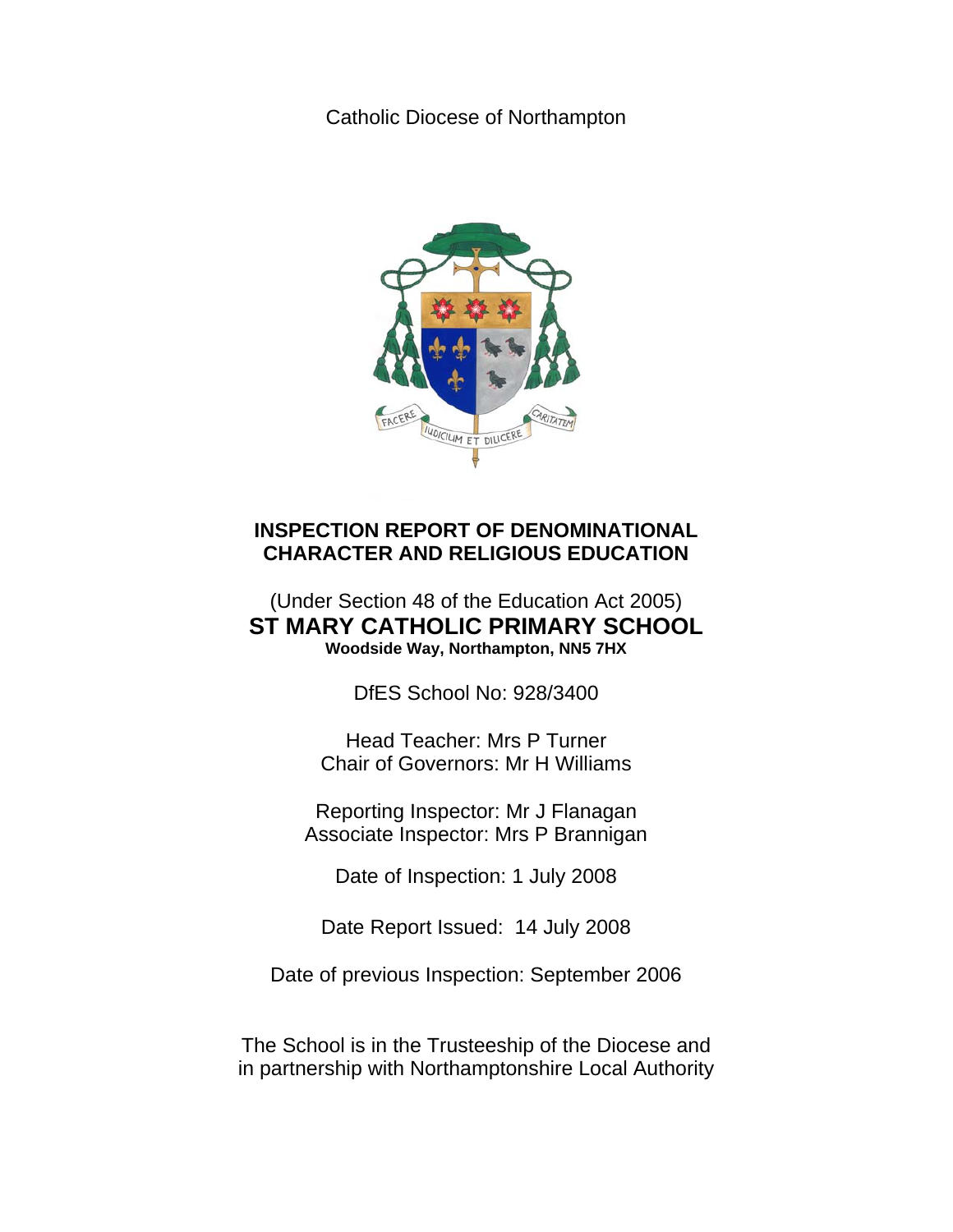Catholic Diocese of Northampton

# INSPECTION REPORT OF DENOMINATIONAL CHARACTER AND RELIGIOUS EDUCATION

(Under Section 48 of the Education Act 2005)

## ST MARY CATHOLIC PRIMARY SCHOOL

**Woodside Way, Northampton, NN5 7HX**

DfES School No: 928/3400

Head Teacher: Mrs P Turner
Chair of Governors: Mr H Williams

Reporting Inspector: Mr J Flanagan
Associate Inspector: Mrs P Brannigan

Date of Inspection: 1 July 2008

Date Report Issued: 14 July 2008

Date of previous Inspection: September 2006

The School is in the Trusteeship of the Diocese and in partnership with Northamptonshire Local Authority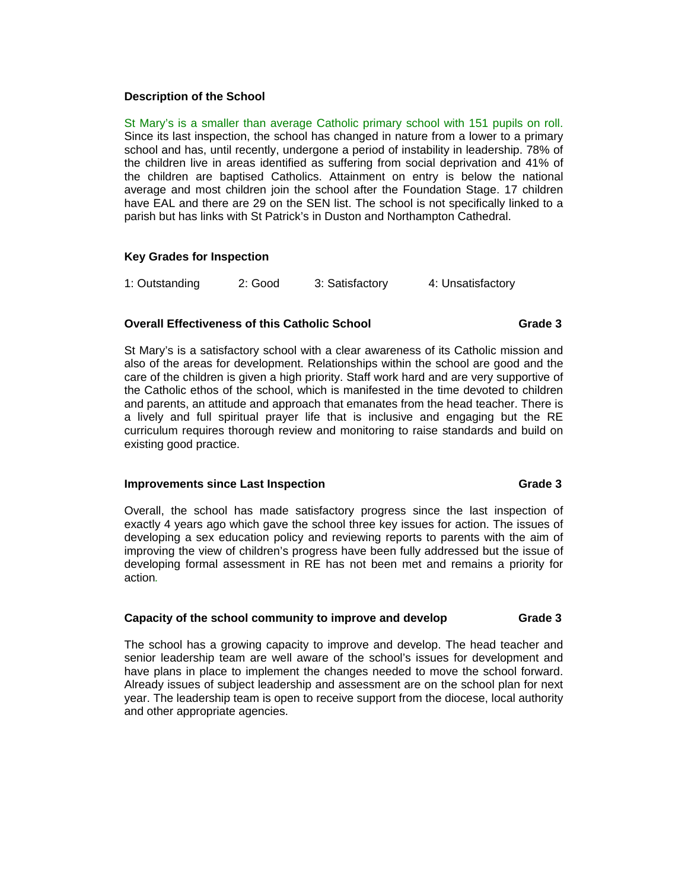**Description of the School**

St Mary's is a smaller than average Catholic primary school with 151 pupils on roll. Since its last inspection, the school has changed in nature from a lower to a primary school and has, until recently, undergone a period of instability in leadership. 78% of the children live in areas identified as suffering from social deprivation and 41% of the children are baptised Catholics. Attainment on entry is below the national average and most children join the school after the Foundation Stage. 17 children have EAL and there are 29 on the SEN list. The school is not specifically linked to a parish but has links with St Patrick's in Duston and Northampton Cathedral.

**Key Grades for Inspection**

1: Outstanding 2: Good 3: Satisfactory 4: Unsatisfactory

**Overall Effectiveness of this Catholic School** **Grade 3**

St Mary's is a satisfactory school with a clear awareness of its Catholic mission and also of the areas for development. Relationships within the school are good and the care of the children is given a high priority. Staff work hard and are very supportive of the Catholic ethos of the school, which is manifested in the time devoted to children and parents, an attitude and approach that emanates from the head teacher. There is a lively and full spiritual prayer life that is inclusive and engaging but the RE curriculum requires thorough review and monitoring to raise standards and build on existing good practice.

**Improvements since Last Inspection** **Grade 3**

Overall, the school has made satisfactory progress since the last inspection of exactly 4 years ago which gave the school three key issues for action. The issues of developing a sex education policy and reviewing reports to parents with the aim of improving the view of children's progress have been fully addressed but the issue of developing formal assessment in RE has not been met and remains a priority for action.

**Capacity of the school community to improve and develop** **Grade 3**

The school has a growing capacity to improve and develop. The head teacher and senior leadership team are well aware of the school's issues for development and have plans in place to implement the changes needed to move the school forward. Already issues of subject leadership and assessment are on the school plan for next year. The leadership team is open to receive support from the diocese, local authority and other appropriate agencies.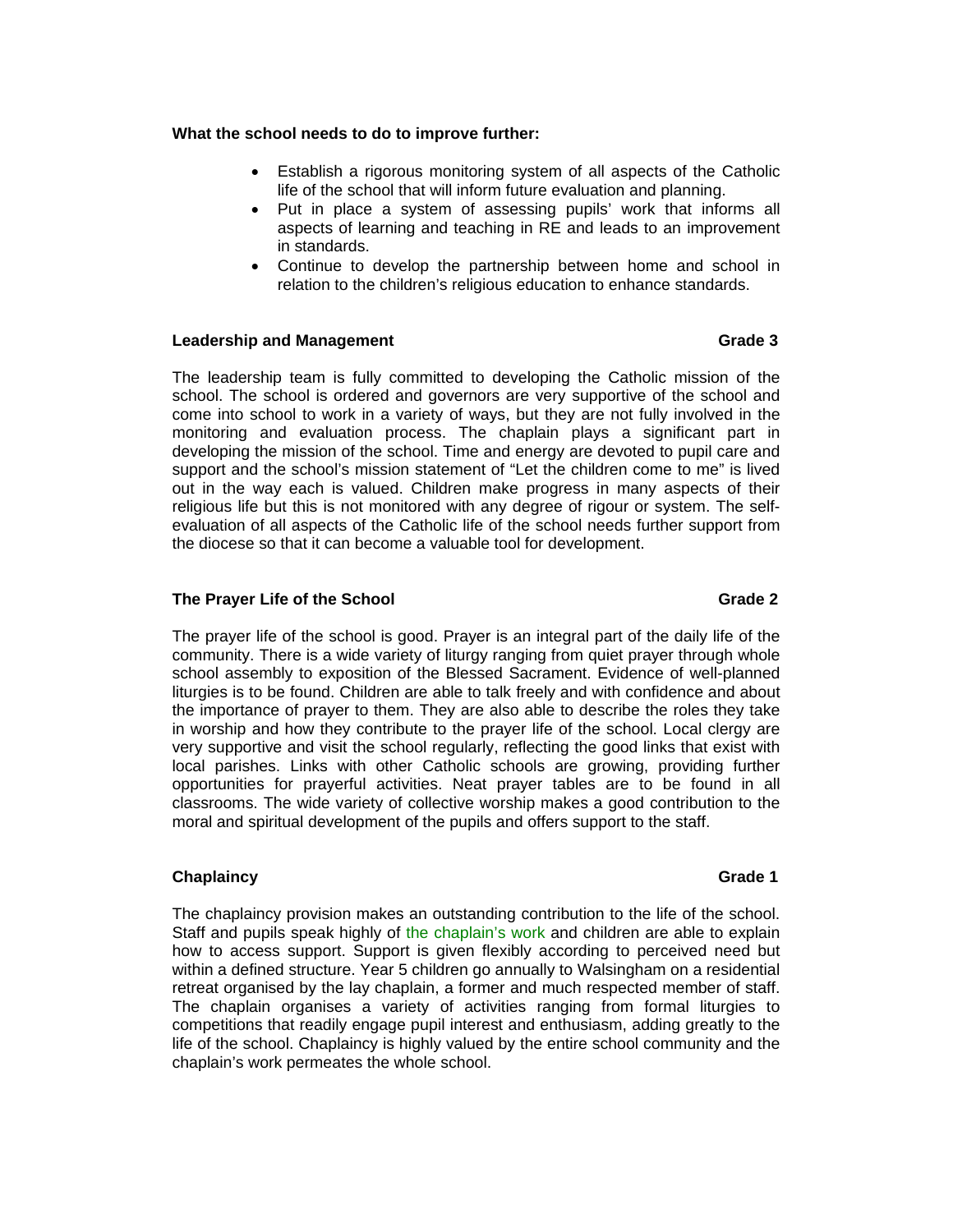**What the school needs to do to improve further:**

- Establish a rigorous monitoring system of all aspects of the Catholic life of the school that will inform future evaluation and planning.
- Put in place a system of assessing pupils' work that informs all aspects of learning and teaching in RE and leads to an improvement in standards.
- Continue to develop the partnership between home and school in relation to the children's religious education to enhance standards.

**Leadership and Management** **Grade 3**

The leadership team is fully committed to developing the Catholic mission of the school. The school is ordered and governors are very supportive of the school and come into school to work in a variety of ways, but they are not fully involved in the monitoring and evaluation process. The chaplain plays a significant part in developing the mission of the school. Time and energy are devoted to pupil care and support and the school's mission statement of "Let the children come to me" is lived out in the way each is valued. Children make progress in many aspects of their religious life but this is not monitored with any degree of rigour or system. The self-evaluation of all aspects of the Catholic life of the school needs further support from the diocese so that it can become a valuable tool for development.

**The Prayer Life of the School** **Grade 2**

The prayer life of the school is good. Prayer is an integral part of the daily life of the community. There is a wide variety of liturgy ranging from quiet prayer through whole school assembly to exposition of the Blessed Sacrament. Evidence of well-planned liturgies is to be found. Children are able to talk freely and with confidence and about the importance of prayer to them. They are also able to describe the roles they take in worship and how they contribute to the prayer life of the school. Local clergy are very supportive and visit the school regularly, reflecting the good links that exist with local parishes. Links with other Catholic schools are growing, providing further opportunities for prayerful activities. Neat prayer tables are to be found in all classrooms. The wide variety of collective worship makes a good contribution to the moral and spiritual development of the pupils and offers support to the staff.

**Chaplaincy** **Grade 1**

The chaplaincy provision makes an outstanding contribution to the life of the school. Staff and pupils speak highly of the chaplain's work and children are able to explain how to access support. Support is given flexibly according to perceived need but within a defined structure. Year 5 children go annually to Walsingham on a residential retreat organised by the lay chaplain, a former and much respected member of staff. The chaplain organises a variety of activities ranging from formal liturgies to competitions that readily engage pupil interest and enthusiasm, adding greatly to the life of the school. Chaplaincy is highly valued by the entire school community and the chaplain's work permeates the whole school.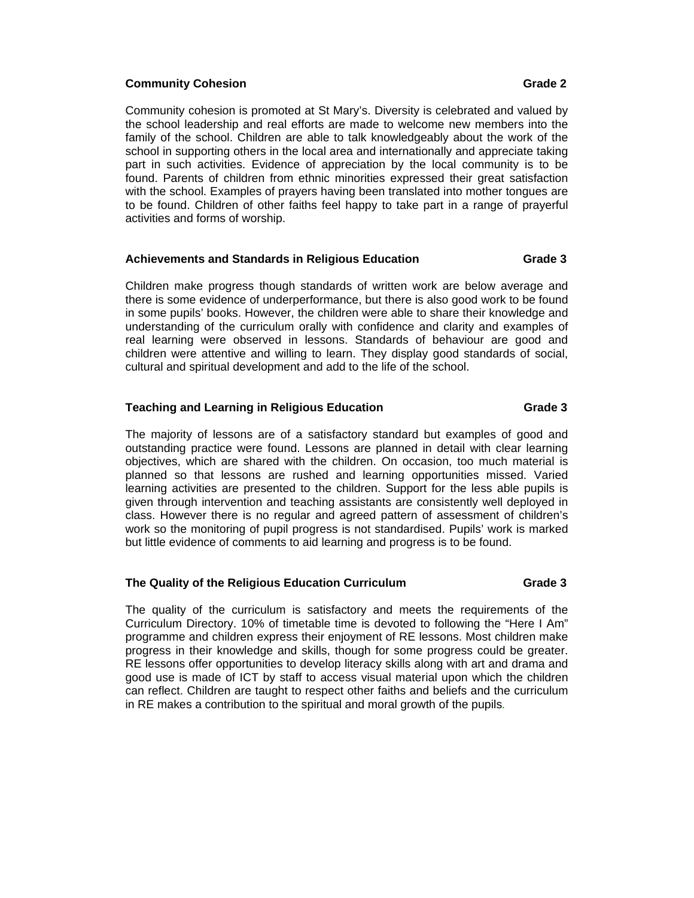**Community Cohesion** **Grade 2**

Community cohesion is promoted at St Mary's. Diversity is celebrated and valued by the school leadership and real efforts are made to welcome new members into the family of the school. Children are able to talk knowledgeably about the work of the school in supporting others in the local area and internationally and appreciate taking part in such activities. Evidence of appreciation by the local community is to be found. Parents of children from ethnic minorities expressed their great satisfaction with the school. Examples of prayers having been translated into mother tongues are to be found. Children of other faiths feel happy to take part in a range of prayerful activities and forms of worship.

**Achievements and Standards in Religious Education** **Grade 3**

Children make progress though standards of written work are below average and there is some evidence of underperformance, but there is also good work to be found in some pupils' books. However, the children were able to share their knowledge and understanding of the curriculum orally with confidence and clarity and examples of real learning were observed in lessons. Standards of behaviour are good and children were attentive and willing to learn. They display good standards of social, cultural and spiritual development and add to the life of the school.

**Teaching and Learning in Religious Education** **Grade 3**

The majority of lessons are of a satisfactory standard but examples of good and outstanding practice were found. Lessons are planned in detail with clear learning objectives, which are shared with the children. On occasion, too much material is planned so that lessons are rushed and learning opportunities missed. Varied learning activities are presented to the children. Support for the less able pupils is given through intervention and teaching assistants are consistently well deployed in class. However there is no regular and agreed pattern of assessment of children's work so the monitoring of pupil progress is not standardised. Pupils' work is marked but little evidence of comments to aid learning and progress is to be found.

**The Quality of the Religious Education Curriculum** **Grade 3**

The quality of the curriculum is satisfactory and meets the requirements of the Curriculum Directory. 10% of timetable time is devoted to following the "Here I Am" programme and children express their enjoyment of RE lessons. Most children make progress in their knowledge and skills, though for some progress could be greater. RE lessons offer opportunities to develop literacy skills along with art and drama and good use is made of ICT by staff to access visual material upon which the children can reflect. Children are taught to respect other faiths and beliefs and the curriculum in RE makes a contribution to the spiritual and moral growth of the pupils.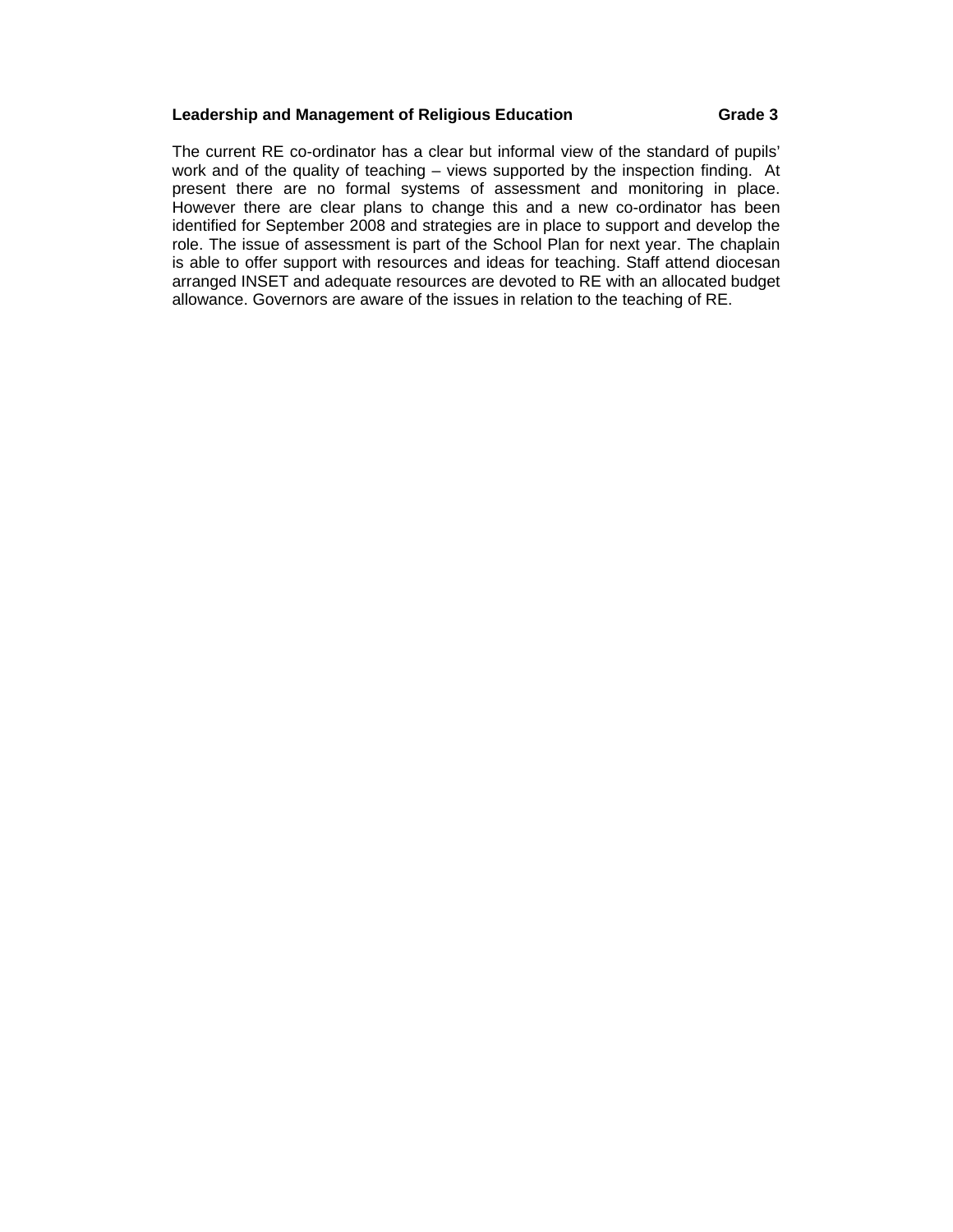**Leadership and Management of Religious Education Grade 3**

The current RE co-ordinator has a clear but informal view of the standard of pupils' work and of the quality of teaching – views supported by the inspection finding. At present there are no formal systems of assessment and monitoring in place. However there are clear plans to change this and a new co-ordinator has been identified for September 2008 and strategies are in place to support and develop the role. The issue of assessment is part of the School Plan for next year. The chaplain is able to offer support with resources and ideas for teaching. Staff attend diocesan arranged INSET and adequate resources are devoted to RE with an allocated budget allowance. Governors are aware of the issues in relation to the teaching of RE.